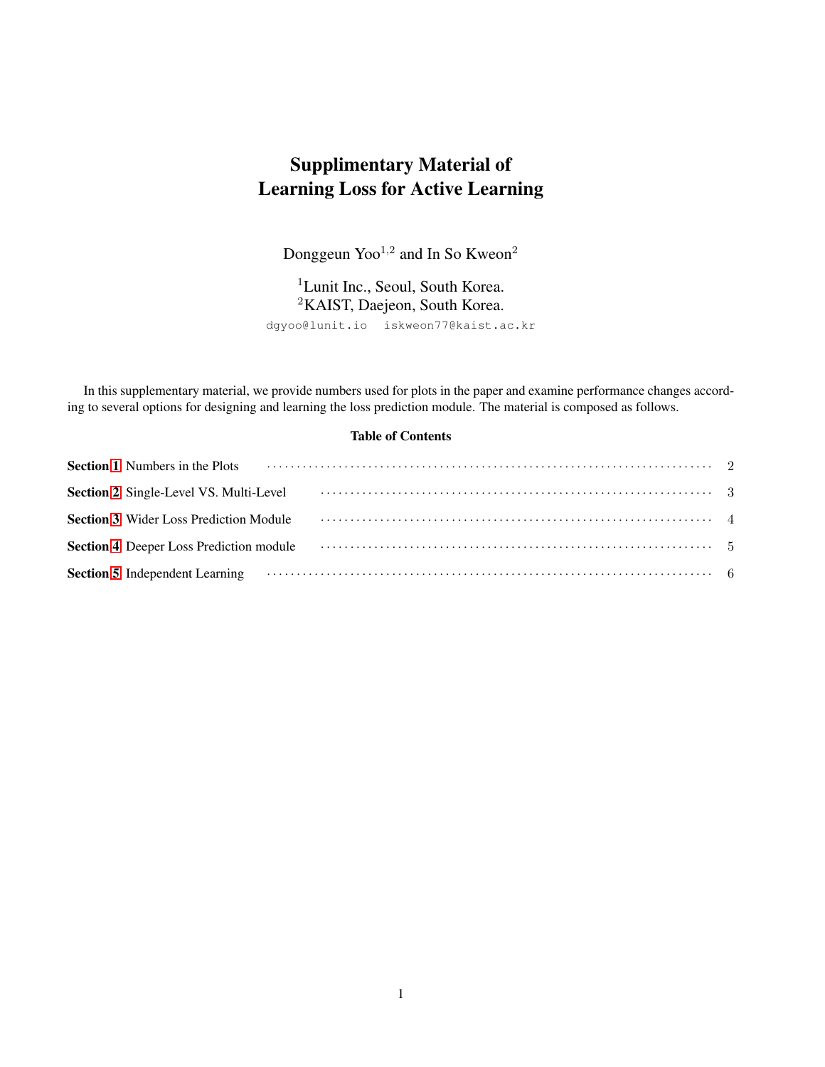# Supplimentary Material of
# Learning Loss for Active Learning

Donggeun Yoo[1,2] and In So Kweon[2]

[1]Lunit Inc., Seoul, South Korea.
[2]KAIST, Daejeon, South Korea.

dgyoo@lunit.io iskweon77@kaist.ac.kr

In this supplementary material, we provide numbers used for plots in the paper and examine performance changes according to several options for designing and learning the loss prediction module. The material is composed as follows.

### Table of Contents

**Section 1** Numbers in the Plots ........ 2

**Section 2** Single-Level VS. Multi-Level ........ 3

**Section 3** Wider Loss Prediction Module ........ 4

**Section 4** Deeper Loss Prediction module ........ 5

**Section 5** Independent Learning ........ 6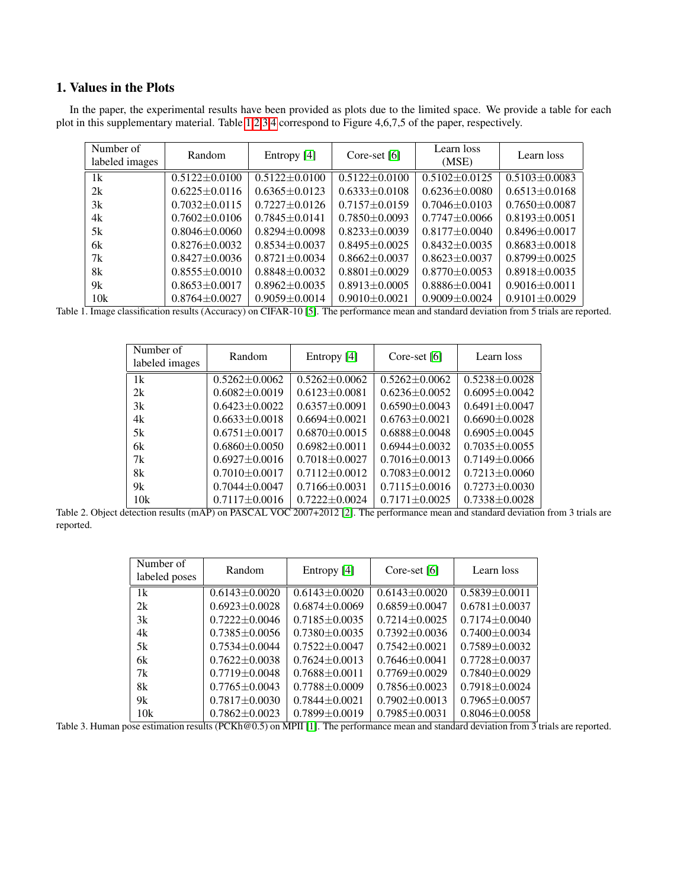## 1. Values in the Plots

In the paper, the experimental results have been provided as plots due to the limited space. We provide a table for each plot in this supplementary material. Table 1,2,3,4 correspond to Figure 4,6,7,5 of the paper, respectively.

| Number of labeled images | Random | Entropy [4] | Core-set [6] | Learn loss (MSE) | Learn loss |
|---|---|---|---|---|---|
| 1k | 0.5122±0.0100 | 0.5122±0.0100 | 0.5122±0.0100 | 0.5102±0.0125 | 0.5103±0.0083 |
| 2k | 0.6225±0.0116 | 0.6365±0.0123 | 0.6333±0.0108 | 0.6236±0.0080 | 0.6513±0.0168 |
| 3k | 0.7032±0.0115 | 0.7227±0.0126 | 0.7157±0.0159 | 0.7046±0.0103 | 0.7650±0.0087 |
| 4k | 0.7602±0.0106 | 0.7845±0.0141 | 0.7850±0.0093 | 0.7747±0.0066 | 0.8193±0.0051 |
| 5k | 0.8046±0.0060 | 0.8294±0.0098 | 0.8233±0.0039 | 0.8177±0.0040 | 0.8496±0.0017 |
| 6k | 0.8276±0.0032 | 0.8534±0.0037 | 0.8495±0.0025 | 0.8432±0.0035 | 0.8683±0.0018 |
| 7k | 0.8427±0.0036 | 0.8721±0.0034 | 0.8662±0.0037 | 0.8623±0.0037 | 0.8799±0.0025 |
| 8k | 0.8555±0.0010 | 0.8848±0.0032 | 0.8801±0.0029 | 0.8770±0.0053 | 0.8918±0.0035 |
| 9k | 0.8653±0.0017 | 0.8962±0.0035 | 0.8913±0.0005 | 0.8886±0.0041 | 0.9016±0.0011 |
| 10k | 0.8764±0.0027 | 0.9059±0.0014 | 0.9010±0.0021 | 0.9009±0.0024 | 0.9101±0.0029 |

Table 1. Image classification results (Accuracy) on CIFAR-10 [5]. The performance mean and standard deviation from 5 trials are reported.

| Number of labeled images | Random | Entropy [4] | Core-set [6] | Learn loss |
|---|---|---|---|---|
| 1k | 0.5262±0.0062 | 0.5262±0.0062 | 0.5262±0.0062 | 0.5238±0.0028 |
| 2k | 0.6082±0.0019 | 0.6123±0.0081 | 0.6236±0.0052 | 0.6095±0.0042 |
| 3k | 0.6423±0.0022 | 0.6357±0.0091 | 0.6590±0.0043 | 0.6491±0.0047 |
| 4k | 0.6633±0.0018 | 0.6694±0.0021 | 0.6763±0.0021 | 0.6690±0.0028 |
| 5k | 0.6751±0.0017 | 0.6870±0.0015 | 0.6888±0.0048 | 0.6905±0.0045 |
| 6k | 0.6860±0.0050 | 0.6982±0.0011 | 0.6944±0.0032 | 0.7035±0.0055 |
| 7k | 0.6927±0.0016 | 0.7018±0.0027 | 0.7016±0.0013 | 0.7149±0.0066 |
| 8k | 0.7010±0.0017 | 0.7112±0.0012 | 0.7083±0.0012 | 0.7213±0.0060 |
| 9k | 0.7044±0.0047 | 0.7166±0.0031 | 0.7115±0.0016 | 0.7273±0.0030 |
| 10k | 0.7117±0.0016 | 0.7222±0.0024 | 0.7171±0.0025 | 0.7338±0.0028 |

Table 2. Object detection results (mAP) on PASCAL VOC 2007+2012 [2]. The performance mean and standard deviation from 3 trials are reported.

| Number of labeled poses | Random | Entropy [4] | Core-set [6] | Learn loss |
|---|---|---|---|---|
| 1k | 0.6143±0.0020 | 0.6143±0.0020 | 0.6143±0.0020 | 0.5839±0.0011 |
| 2k | 0.6923±0.0028 | 0.6874±0.0069 | 0.6859±0.0047 | 0.6781±0.0037 |
| 3k | 0.7222±0.0046 | 0.7185±0.0035 | 0.7214±0.0025 | 0.7174±0.0040 |
| 4k | 0.7385±0.0056 | 0.7380±0.0035 | 0.7392±0.0036 | 0.7400±0.0034 |
| 5k | 0.7534±0.0044 | 0.7522±0.0047 | 0.7542±0.0021 | 0.7589±0.0032 |
| 6k | 0.7622±0.0038 | 0.7624±0.0013 | 0.7646±0.0041 | 0.7728±0.0037 |
| 7k | 0.7719±0.0048 | 0.7688±0.0011 | 0.7769±0.0029 | 0.7840±0.0029 |
| 8k | 0.7765±0.0043 | 0.7788±0.0009 | 0.7856±0.0023 | 0.7918±0.0024 |
| 9k | 0.7817±0.0030 | 0.7844±0.0021 | 0.7902±0.0013 | 0.7965±0.0057 |
| 10k | 0.7862±0.0023 | 0.7899±0.0019 | 0.7985±0.0031 | 0.8046±0.0058 |

Table 3. Human pose estimation results (PCKh@0.5) on MPII [1]. The performance mean and standard deviation from 3 trials are reported.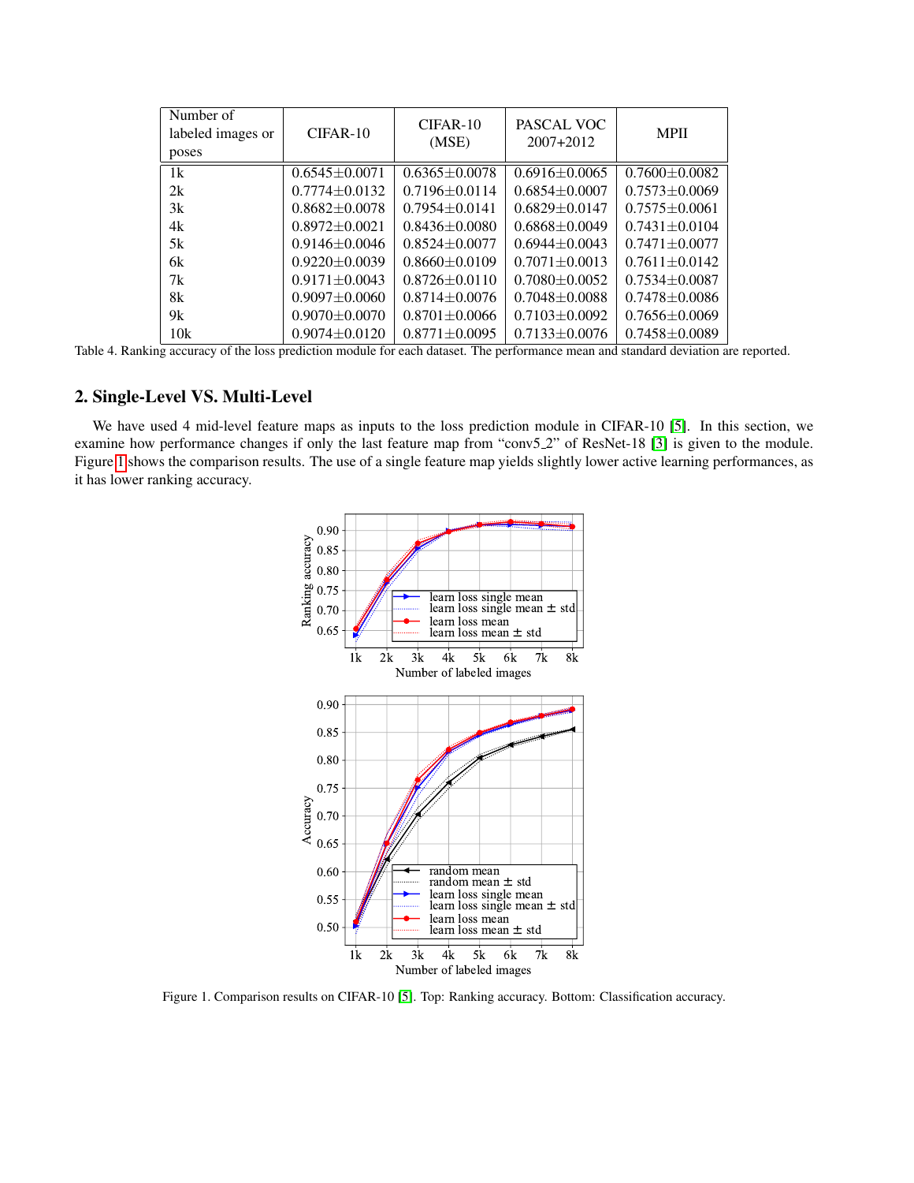| Number of labeled images or poses | CIFAR-10 | CIFAR-10 (MSE) | PASCAL VOC 2007+2012 | MPII |
|---|---|---|---|---|
| 1k | 0.6545±0.0071 | 0.6365±0.0078 | 0.6916±0.0065 | 0.7600±0.0082 |
| 2k | 0.7774±0.0132 | 0.7196±0.0114 | 0.6854±0.0007 | 0.7573±0.0069 |
| 3k | 0.8682±0.0078 | 0.7954±0.0141 | 0.6829±0.0147 | 0.7575±0.0061 |
| 4k | 0.8972±0.0021 | 0.8436±0.0080 | 0.6868±0.0049 | 0.7431±0.0104 |
| 5k | 0.9146±0.0046 | 0.8524±0.0077 | 0.6944±0.0043 | 0.7471±0.0077 |
| 6k | 0.9220±0.0039 | 0.8660±0.0109 | 0.7071±0.0013 | 0.7611±0.0142 |
| 7k | 0.9171±0.0043 | 0.8726±0.0110 | 0.7080±0.0052 | 0.7534±0.0087 |
| 8k | 0.9097±0.0060 | 0.8714±0.0076 | 0.7048±0.0088 | 0.7478±0.0086 |
| 9k | 0.9070±0.0070 | 0.8701±0.0066 | 0.7103±0.0092 | 0.7656±0.0069 |
| 10k | 0.9074±0.0120 | 0.8771±0.0095 | 0.7133±0.0076 | 0.7458±0.0089 |

Table 4. Ranking accuracy of the loss prediction module for each dataset. The performance mean and standard deviation are reported.

## 2. Single-Level VS. Multi-Level

We have used 4 mid-level feature maps as inputs to the loss prediction module in CIFAR-10 [5]. In this section, we examine how performance changes if only the last feature map from "conv5_2" of ResNet-18 [3] is given to the module. Figure 1 shows the comparison results. The use of a single feature map yields slightly lower active learning performances, as it has lower ranking accuracy.

Figure 1. Comparison results on CIFAR-10 [5]. Top: Ranking accuracy. Bottom: Classification accuracy.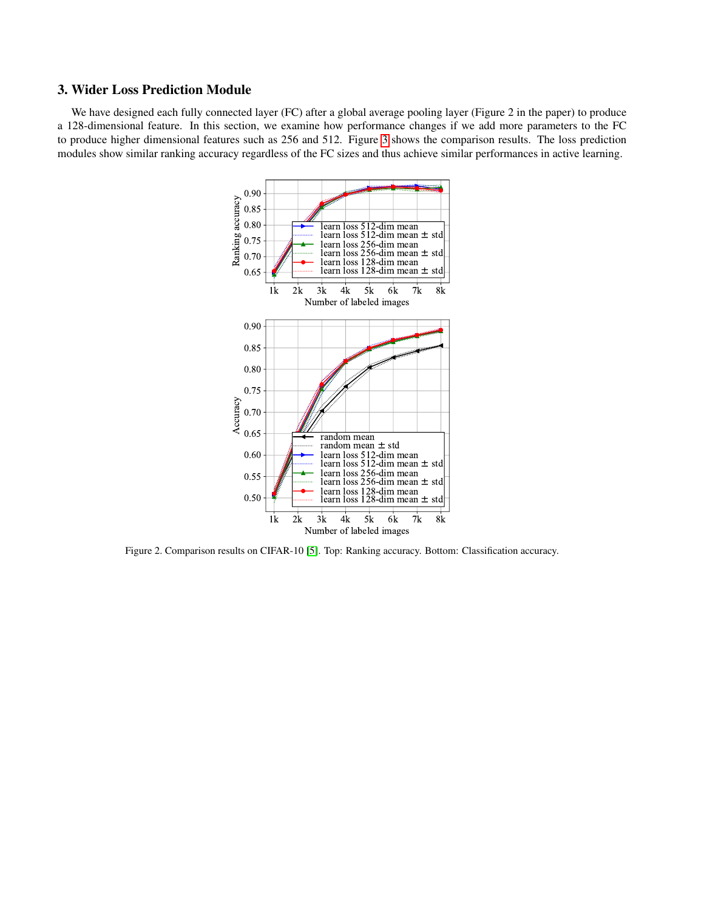## 3. Wider Loss Prediction Module

We have designed each fully connected layer (FC) after a global average pooling layer (Figure 2 in the paper) to produce a 128-dimensional feature. In this section, we examine how performance changes if we add more parameters to the FC to produce higher dimensional features such as 256 and 512. Figure 3 shows the comparison results. The loss prediction modules show similar ranking accuracy regardless of the FC sizes and thus achieve similar performances in active learning.

Figure 2. Comparison results on CIFAR-10 [5]. Top: Ranking accuracy. Bottom: Classification accuracy.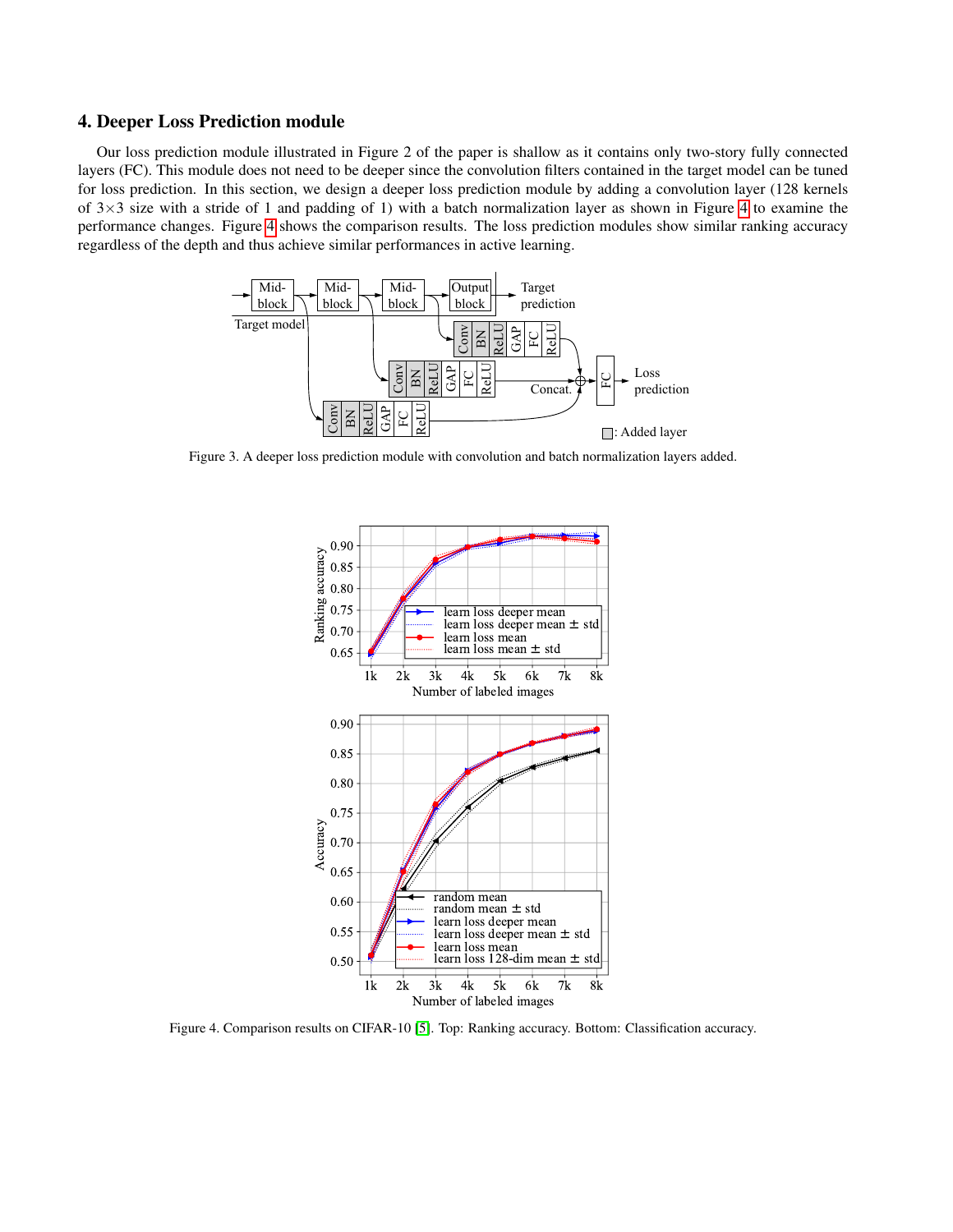## 4. Deeper Loss Prediction module

Our loss prediction module illustrated in Figure 2 of the paper is shallow as it contains only two-story fully connected layers (FC). This module does not need to be deeper since the convolution filters contained in the target model can be tuned for loss prediction. In this section, we design a deeper loss prediction module by adding a convolution layer (128 kernels of 3×3 size with a stride of 1 and padding of 1) with a batch normalization layer as shown in Figure 4 to examine the performance changes. Figure 4 shows the comparison results. The loss prediction modules show similar ranking accuracy regardless of the depth and thus achieve similar performances in active learning.

Figure 3. A deeper loss prediction module with convolution and batch normalization layers added.

Figure 4. Comparison results on CIFAR-10 [5]. Top: Ranking accuracy. Bottom: Classification accuracy.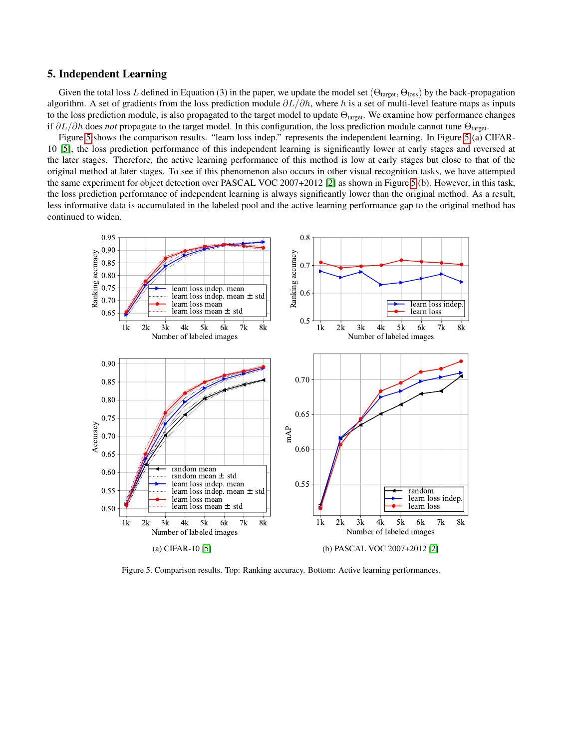## 5. Independent Learning

Given the total loss $L$ defined in Equation (3) in the paper, we update the model set $(\Theta_{\text{target}}, \Theta_{\text{loss}})$ by the back-propagation algorithm. A set of gradients from the loss prediction module $\partial L/\partial h$, where $h$ is a set of multi-level feature maps as inputs to the loss prediction module, is also propagated to the target model to update $\Theta_{\text{target}}$. We examine how performance changes if $\partial L/\partial h$ does *not* propagate to the target model. In this configuration, the loss prediction module cannot tune $\Theta_{\text{target}}$.

Figure 5 shows the comparison results. "learn loss indep." represents the independent learning. In Figure 5 (a) CIFAR-10 [5], the loss prediction performance of this independent learning is significantly lower at early stages and reversed at the later stages. Therefore, the active learning performance of this method is low at early stages but close to that of the original method at later stages. To see if this phenomenon also occurs in other visual recognition tasks, we have attempted the same experiment for object detection over PASCAL VOC 2007+2012 [2] as shown in Figure 5 (b). However, in this task, the loss prediction performance of independent learning is always significantly lower than the original method. As a result, less informative data is accumulated in the labeled pool and the active learning performance gap to the original method has continued to widen.

(a) CIFAR-10 [5]

(b) PASCAL VOC 2007+2012 [2]

Figure 5. Comparison results. Top: Ranking accuracy. Bottom: Active learning performances.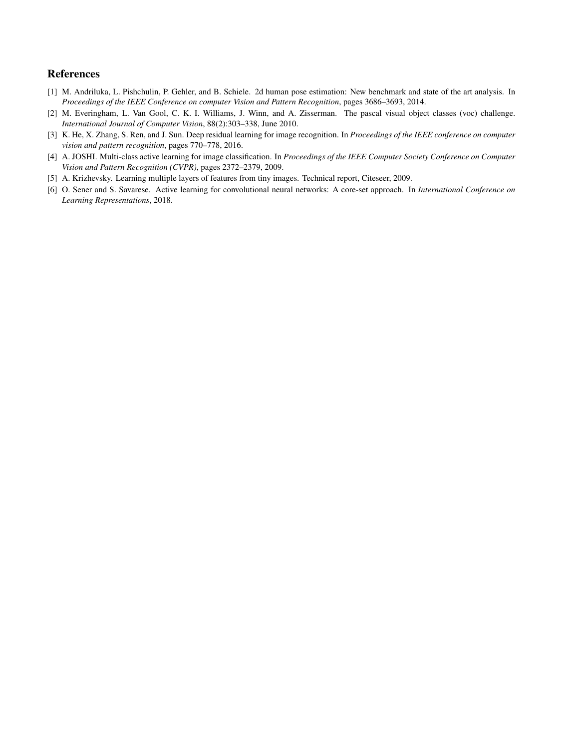## References

[1] M. Andriluka, L. Pishchulin, P. Gehler, and B. Schiele. 2d human pose estimation: New benchmark and state of the art analysis. In *Proceedings of the IEEE Conference on computer Vision and Pattern Recognition*, pages 3686–3693, 2014.

[2] M. Everingham, L. Van Gool, C. K. I. Williams, J. Winn, and A. Zisserman. The pascal visual object classes (voc) challenge. *International Journal of Computer Vision*, 88(2):303–338, June 2010.

[3] K. He, X. Zhang, S. Ren, and J. Sun. Deep residual learning for image recognition. In *Proceedings of the IEEE conference on computer vision and pattern recognition*, pages 770–778, 2016.

[4] A. JOSHI. Multi-class active learning for image classification. In *Proceedings of the IEEE Computer Society Conference on Computer Vision and Pattern Recognition (CVPR)*, pages 2372–2379, 2009.

[5] A. Krizhevsky. Learning multiple layers of features from tiny images. Technical report, Citeseer, 2009.

[6] O. Sener and S. Savarese. Active learning for convolutional neural networks: A core-set approach. In *International Conference on Learning Representations*, 2018.